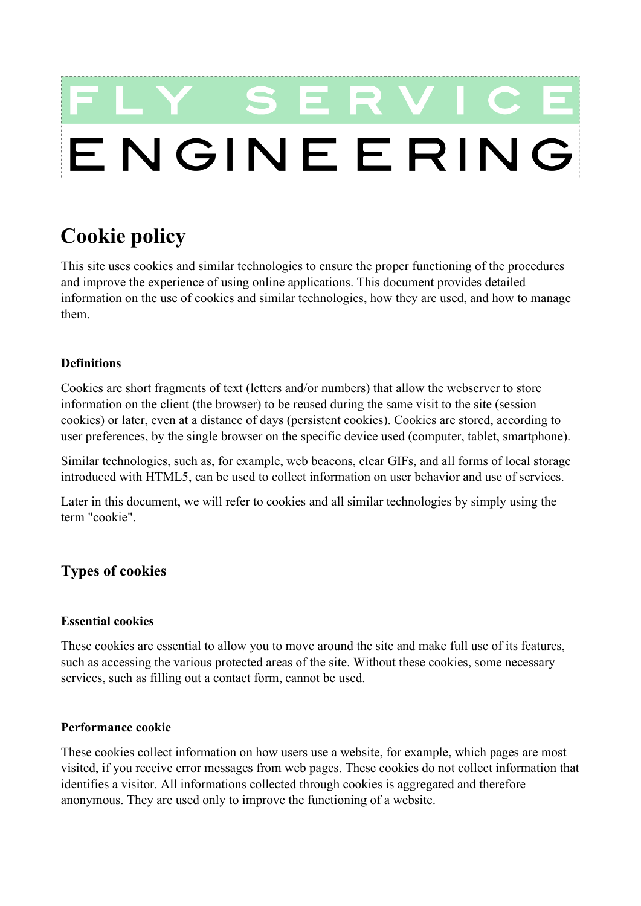FLY SERVICE

ENGINEERING

# Cookie policy

This site uses cookies and similar technologies to ensure the proper functioning of the procedures and improve the experience of using online applications. This document provides detailed information on the use of cookies and similar technologies, how they are used, and how to manage them.

#### Definitions

Cookies are short fragments of text (letters and/or numbers) that allow the webserver to store information on the client (the browser) to be reused during the same visit to the site (session cookies) or later, even at a distance of days (persistent cookies). Cookies are stored, according to user preferences, by the single browser on the specific device used (computer, tablet, smartphone).

Similar technologies, such as, for example, web beacons, clear GIFs, and all forms of local storage introduced with HTML5, can be used to collect information on user behavior and use of services.

Later in this document, we will refer to cookies and all similar technologies by simply using the term "cookie".

## Types of cookies

#### Essential cookies

These cookies are essential to allow you to move around the site and make full use of its features, such as accessing the various protected areas of the site. Without these cookies, some necessary services, such as filling out a contact form, cannot be used.

#### Performance cookie

These cookies collect information on how users use a website, for example, which pages are most visited, if you receive error messages from web pages. These cookies do not collect information that identifies a visitor. All informations collected through cookies is aggregated and therefore anonymous. They are used only to improve the functioning of a website.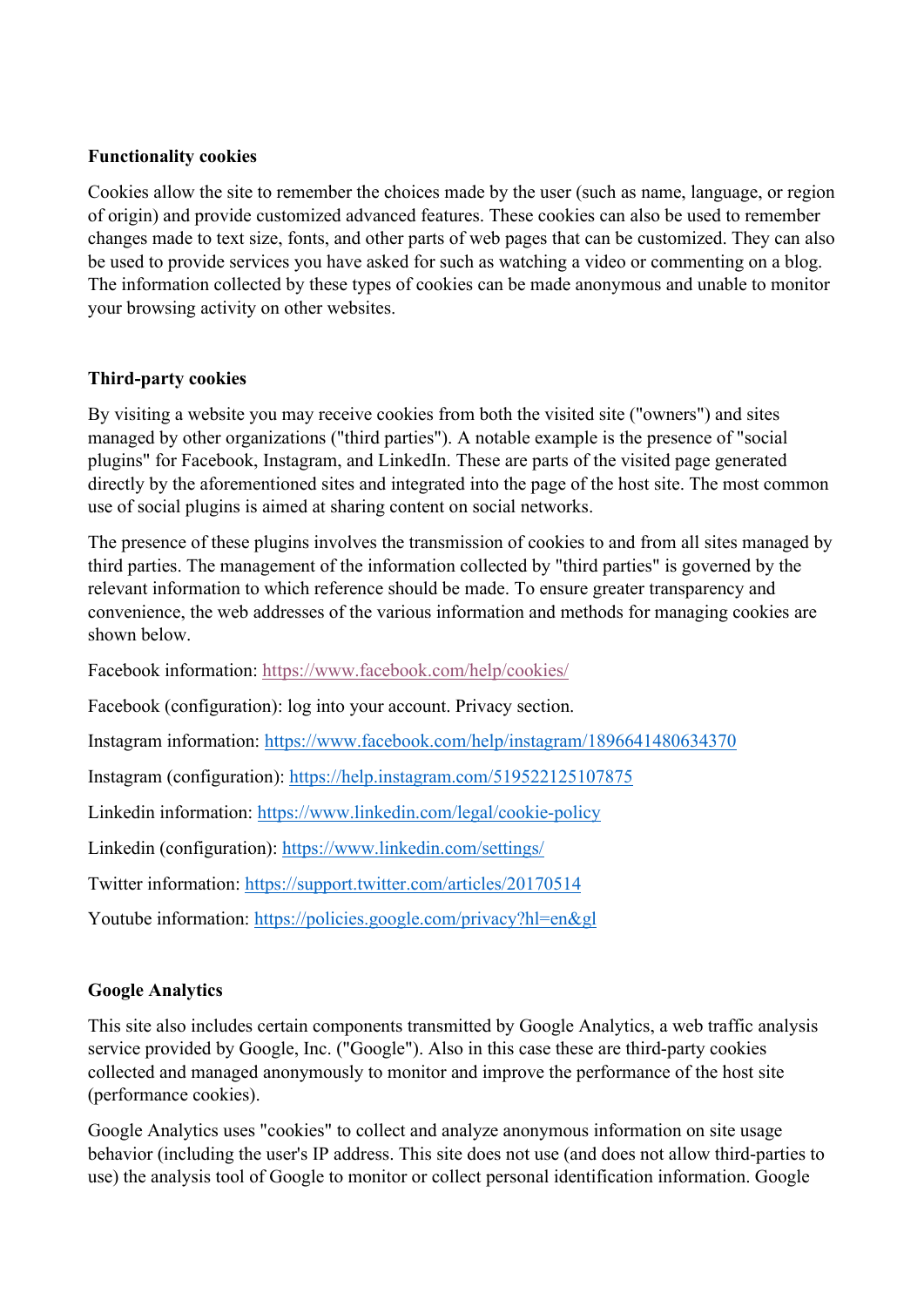**Functionality cookies**

Cookies allow the site to remember the choices made by the user (such as name, language, or region of origin) and provide customized advanced features. These cookies can also be used to remember changes made to text size, fonts, and other parts of web pages that can be customized. They can also be used to provide services you have asked for such as watching a video or commenting on a blog. The information collected by these types of cookies can be made anonymous and unable to monitor your browsing activity on other websites.

**Third-party cookies**

By visiting a website you may receive cookies from both the visited site ("owners") and sites managed by other organizations ("third parties"). A notable example is the presence of "social plugins" for Facebook, Instagram, and LinkedIn. These are parts of the visited page generated directly by the aforementioned sites and integrated into the page of the host site. The most common use of social plugins is aimed at sharing content on social networks.

The presence of these plugins involves the transmission of cookies to and from all sites managed by third parties. The management of the information collected by "third parties" is governed by the relevant information to which reference should be made. To ensure greater transparency and convenience, the web addresses of the various information and methods for managing cookies are shown below.

Facebook information: https://www.facebook.com/help/cookies/

Facebook (configuration): log into your account. Privacy section.

Instagram information: https://www.facebook.com/help/instagram/1896641480634370

Instagram (configuration): https://help.instagram.com/519522125107875

Linkedin information: https://www.linkedin.com/legal/cookie-policy

Linkedin (configuration): https://www.linkedin.com/settings/

Twitter information: https://support.twitter.com/articles/20170514

Youtube information: https://policies.google.com/privacy?hl=en&gl

**Google Analytics**

This site also includes certain components transmitted by Google Analytics, a web traffic analysis service provided by Google, Inc. ("Google"). Also in this case these are third-party cookies collected and managed anonymously to monitor and improve the performance of the host site (performance cookies).

Google Analytics uses "cookies" to collect and analyze anonymous information on site usage behavior (including the user's IP address. This site does not use (and does not allow third-parties to use) the analysis tool of Google to monitor or collect personal identification information. Google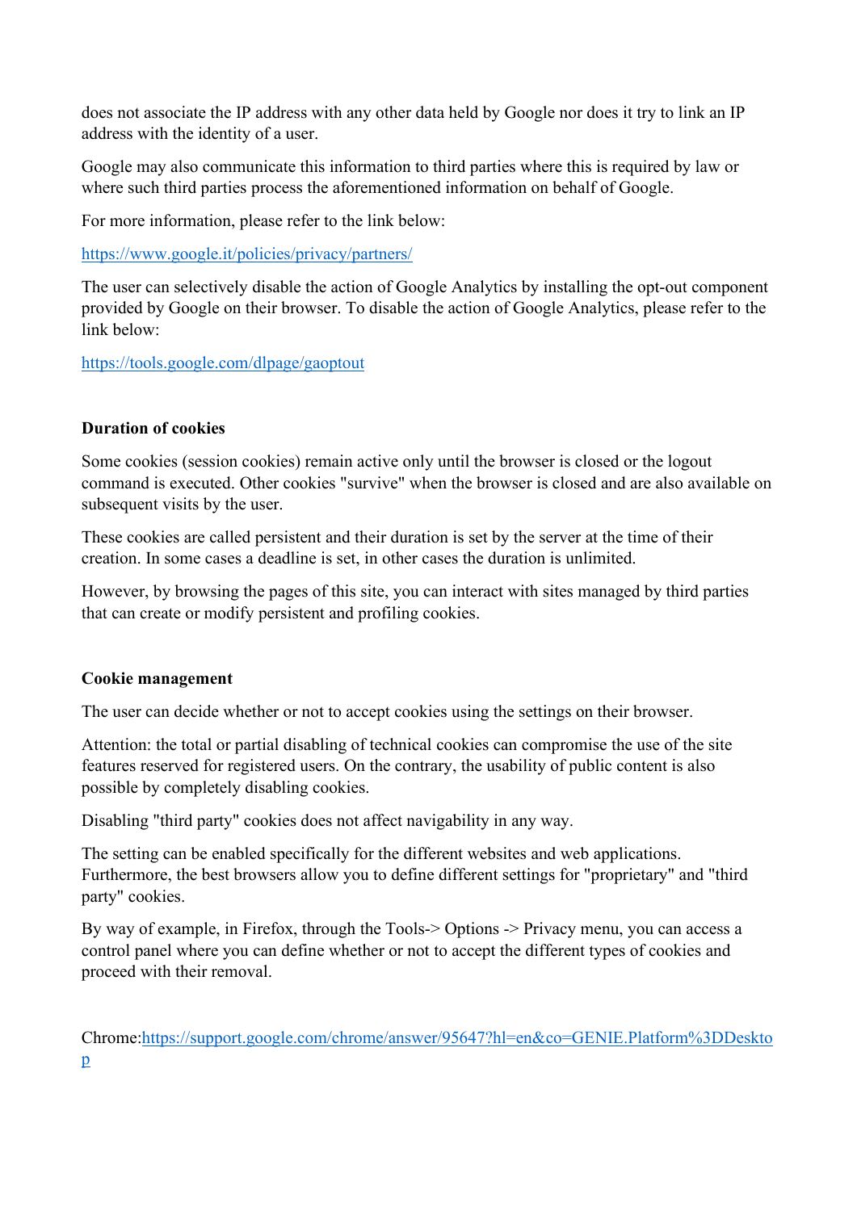does not associate the IP address with any other data held by Google nor does it try to link an IP address with the identity of a user.

Google may also communicate this information to third parties where this is required by law or where such third parties process the aforementioned information on behalf of Google.

For more information, please refer to the link below:

[https://www.google.it/policies/privacy/partners/](https://www.google.it/policies/privacy/partners/)

The user can selectively disable the action of Google Analytics by installing the opt-out component provided by Google on their browser. To disable the action of Google Analytics, please refer to the link below:

[https://tools.google.com/dlpage/gaoptout](https://tools.google.com/dlpage/gaoptout)

**Duration of cookies**

Some cookies (session cookies) remain active only until the browser is closed or the logout command is executed. Other cookies "survive" when the browser is closed and are also available on subsequent visits by the user.

These cookies are called persistent and their duration is set by the server at the time of their creation. In some cases a deadline is set, in other cases the duration is unlimited.

However, by browsing the pages of this site, you can interact with sites managed by third parties that can create or modify persistent and profiling cookies.

**Cookie management**

The user can decide whether or not to accept cookies using the settings on their browser.

Attention: the total or partial disabling of technical cookies can compromise the use of the site features reserved for registered users. On the contrary, the usability of public content is also possible by completely disabling cookies.

Disabling "third party" cookies does not affect navigability in any way.

The setting can be enabled specifically for the different websites and web applications. Furthermore, the best browsers allow you to define different settings for "proprietary" and "third party" cookies.

By way of example, in Firefox, through the Tools-> Options -> Privacy menu, you can access a control panel where you can define whether or not to accept the different types of cookies and proceed with their removal.

Chrome:[https://support.google.com/chrome/answer/95647?hl=en&co=GENIE.Platform%3DDesktop](https://support.google.com/chrome/answer/95647?hl=en&co=GENIE.Platform%3DDesktop)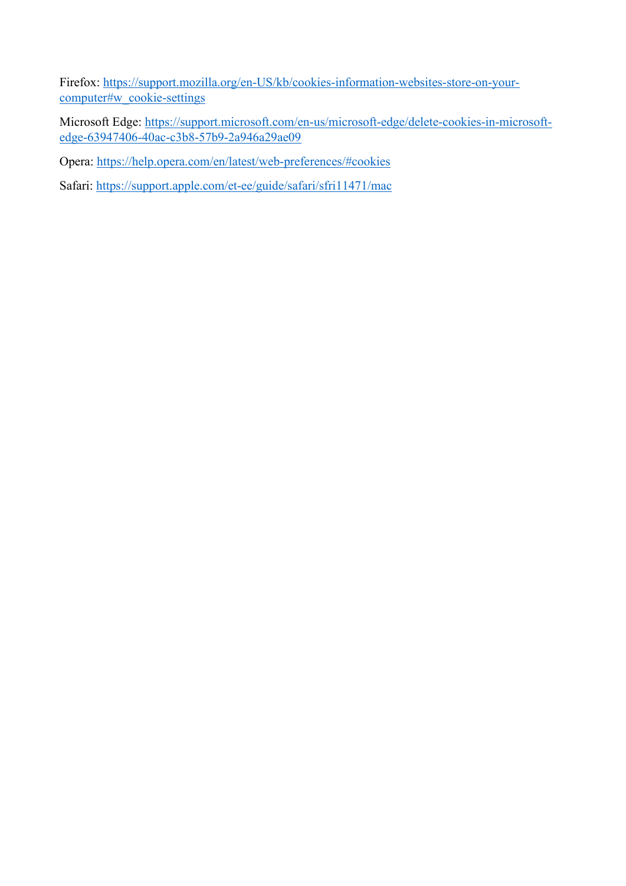Firefox: https://support.mozilla.org/en-US/kb/cookies-information-websites-store-on-your-computer#w_cookie-settings

Microsoft Edge: https://support.microsoft.com/en-us/microsoft-edge/delete-cookies-in-microsoft-edge-63947406-40ac-c3b8-57b9-2a946a29ae09

Opera: https://help.opera.com/en/latest/web-preferences/#cookies

Safari: https://support.apple.com/et-ee/guide/safari/sfri11471/mac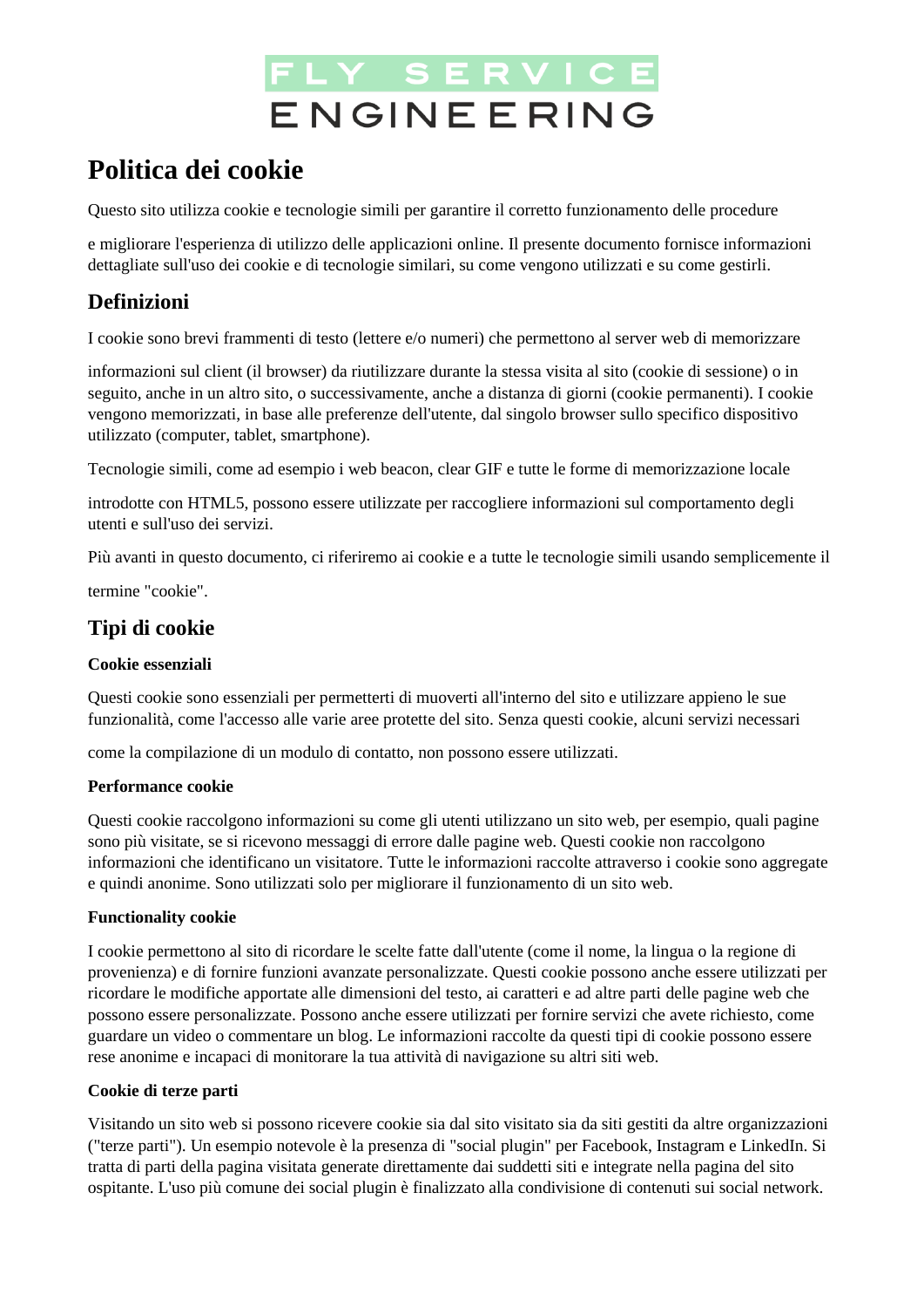# Politica dei cookie

Questo sito utilizza cookie e tecnologie simili per garantire il corretto funzionamento delle procedure

e migliorare l'esperienza di utilizzo delle applicazioni online. Il presente documento fornisce informazioni dettagliate sull'uso dei cookie e di tecnologie similari, su come vengono utilizzati e su come gestirli.

## Definizioni

I cookie sono brevi frammenti di testo (lettere e/o numeri) che permettono al server web di memorizzare

informazioni sul client (il browser) da riutilizzare durante la stessa visita al sito (cookie di sessione) o in seguito, anche in un altro sito, o successivamente, anche a distanza di giorni (cookie permanenti). I cookie vengono memorizzati, in base alle preferenze dell'utente, dal singolo browser sullo specifico dispositivo utilizzato (computer, tablet, smartphone).

Tecnologie simili, come ad esempio i web beacon, clear GIF e tutte le forme di memorizzazione locale

introdotte con HTML5, possono essere utilizzate per raccogliere informazioni sul comportamento degli utenti e sull'uso dei servizi.

Più avanti in questo documento, ci riferiremo ai cookie e a tutte le tecnologie simili usando semplicemente il

termine "cookie".

## Tipi di cookie

**Cookie essenziali**

Questi cookie sono essenziali per permetterti di muoverti all'interno del sito e utilizzare appieno le sue funzionalità, come l'accesso alle varie aree protette del sito. Senza questi cookie, alcuni servizi necessari

come la compilazione di un modulo di contatto, non possono essere utilizzati.

**Performance cookie**

Questi cookie raccolgono informazioni su come gli utenti utilizzano un sito web, per esempio, quali pagine sono più visitate, se si ricevono messaggi di errore dalle pagine web. Questi cookie non raccolgono informazioni che identificano un visitatore. Tutte le informazioni raccolte attraverso i cookie sono aggregate e quindi anonime. Sono utilizzati solo per migliorare il funzionamento di un sito web.

**Functionality cookie**

I cookie permettono al sito di ricordare le scelte fatte dall'utente (come il nome, la lingua o la regione di provenienza) e di fornire funzioni avanzate personalizzate. Questi cookie possono anche essere utilizzati per ricordare le modifiche apportate alle dimensioni del testo, ai caratteri e ad altre parti delle pagine web che possono essere personalizzate. Possono anche essere utilizzati per fornire servizi che avete richiesto, come guardare un video o commentare un blog. Le informazioni raccolte da questi tipi di cookie possono essere rese anonime e incapaci di monitorare la tua attività di navigazione su altri siti web.

**Cookie di terze parti**

Visitando un sito web si possono ricevere cookie sia dal sito visitato sia da siti gestiti da altre organizzazioni ("terze parti"). Un esempio notevole è la presenza di "social plugin" per Facebook, Instagram e LinkedIn. Si tratta di parti della pagina visitata generate direttamente dai suddetti siti e integrate nella pagina del sito ospitante. L'uso più comune dei social plugin è finalizzato alla condivisione di contenuti sui social network.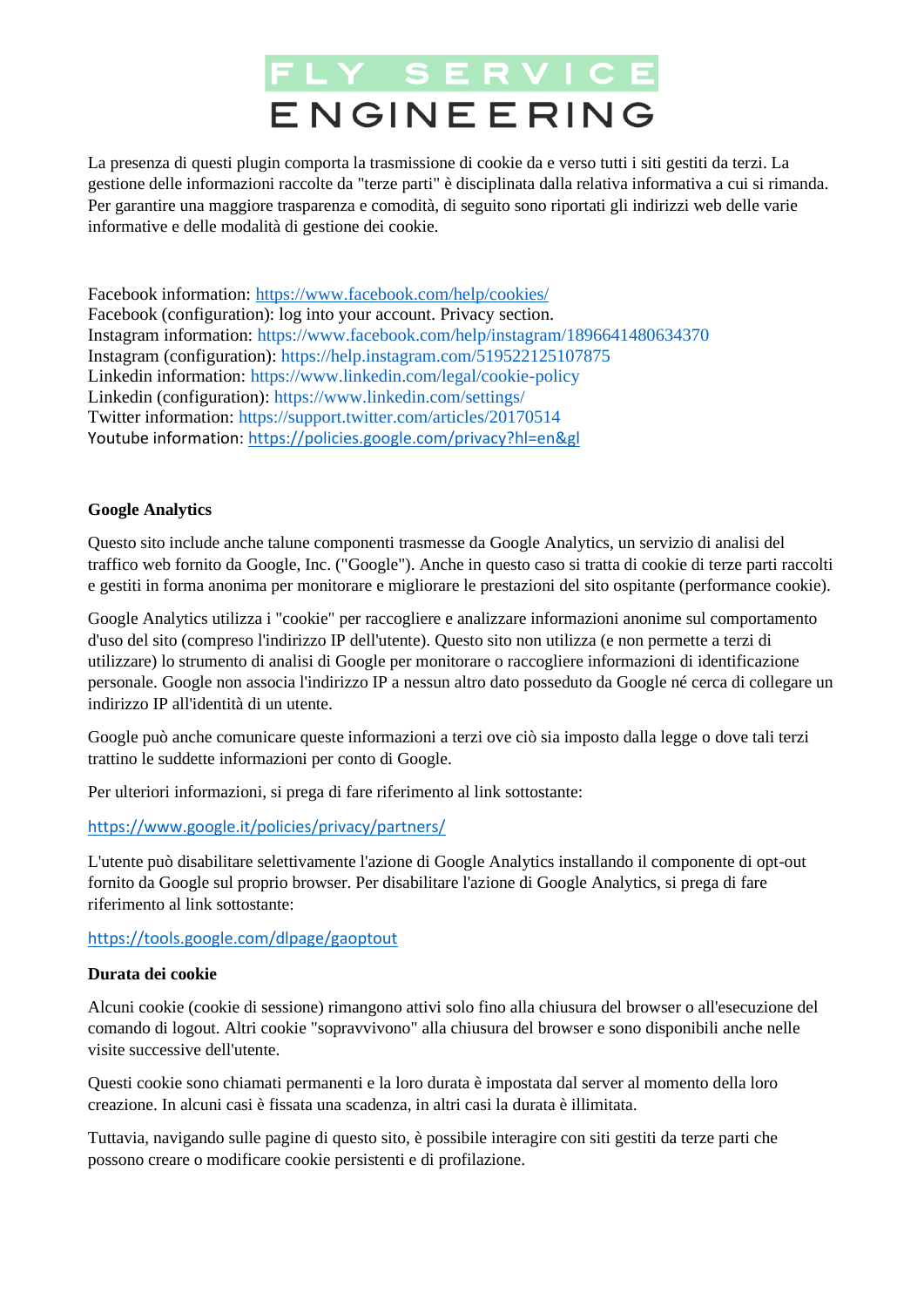La presenza di questi plugin comporta la trasmissione di cookie da e verso tutti i siti gestiti da terzi. La gestione delle informazioni raccolte da "terze parti" è disciplinata dalla relativa informativa a cui si rimanda. Per garantire una maggiore trasparenza e comodità, di seguito sono riportati gli indirizzi web delle varie informative e delle modalità di gestione dei cookie.

Facebook information: https://www.facebook.com/help/cookies/
Facebook (configuration): log into your account. Privacy section.
Instagram information: https://www.facebook.com/help/instagram/1896641480634370
Instagram (configuration): https://help.instagram.com/519522125107875
Linkedin information: https://www.linkedin.com/legal/cookie-policy
Linkedin (configuration): https://www.linkedin.com/settings/
Twitter information: https://support.twitter.com/articles/20170514
Youtube information: https://policies.google.com/privacy?hl=en&gl

**Google Analytics**

Questo sito include anche talune componenti trasmesse da Google Analytics, un servizio di analisi del traffico web fornito da Google, Inc. ("Google"). Anche in questo caso si tratta di cookie di terze parti raccolti e gestiti in forma anonima per monitorare e migliorare le prestazioni del sito ospitante (performance cookie).

Google Analytics utilizza i "cookie" per raccogliere e analizzare informazioni anonime sul comportamento d'uso del sito (compreso l'indirizzo IP dell'utente). Questo sito non utilizza (e non permette a terzi di utilizzare) lo strumento di analisi di Google per monitorare o raccogliere informazioni di identificazione personale. Google non associa l'indirizzo IP a nessun altro dato posseduto da Google né cerca di collegare un indirizzo IP all'identità di un utente.

Google può anche comunicare queste informazioni a terzi ove ciò sia imposto dalla legge o dove tali terzi trattino le suddette informazioni per conto di Google.

Per ulteriori informazioni, si prega di fare riferimento al link sottostante:

https://www.google.it/policies/privacy/partners/

L'utente può disabilitare selettivamente l'azione di Google Analytics installando il componente di opt-out fornito da Google sul proprio browser. Per disabilitare l'azione di Google Analytics, si prega di fare riferimento al link sottostante:

https://tools.google.com/dlpage/gaoptout

**Durata dei cookie**

Alcuni cookie (cookie di sessione) rimangono attivi solo fino alla chiusura del browser o all'esecuzione del comando di logout. Altri cookie "sopravvivono" alla chiusura del browser e sono disponibili anche nelle visite successive dell'utente.

Questi cookie sono chiamati permanenti e la loro durata è impostata dal server al momento della loro creazione. In alcuni casi è fissata una scadenza, in altri casi la durata è illimitata.

Tuttavia, navigando sulle pagine di questo sito, è possibile interagire con siti gestiti da terze parti che possono creare o modificare cookie persistenti e di profilazione.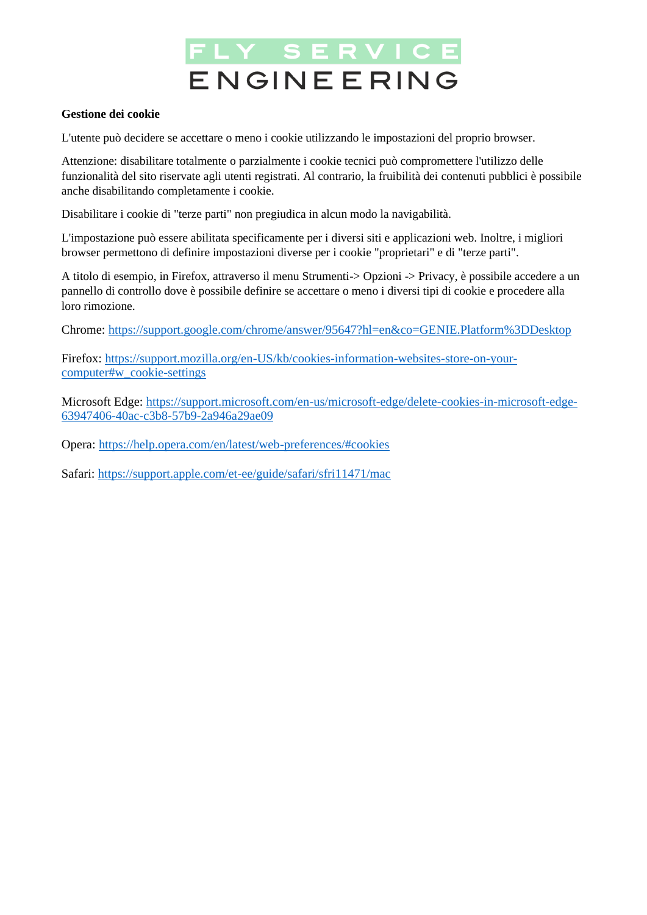**Gestione dei cookie**

L'utente può decidere se accettare o meno i cookie utilizzando le impostazioni del proprio browser.

Attenzione: disabilitare totalmente o parzialmente i cookie tecnici può compromettere l'utilizzo delle funzionalità del sito riservate agli utenti registrati. Al contrario, la fruibilità dei contenuti pubblici è possibile anche disabilitando completamente i cookie.

Disabilitare i cookie di "terze parti" non pregiudica in alcun modo la navigabilità.

L'impostazione può essere abilitata specificamente per i diversi siti e applicazioni web. Inoltre, i migliori browser permettono di definire impostazioni diverse per i cookie "proprietari" e di "terze parti".

A titolo di esempio, in Firefox, attraverso il menu Strumenti-> Opzioni -> Privacy, è possibile accedere a un pannello di controllo dove è possibile definire se accettare o meno i diversi tipi di cookie e procedere alla loro rimozione.

Chrome: https://support.google.com/chrome/answer/95647?hl=en&co=GENIE.Platform%3DDesktop

Firefox: https://support.mozilla.org/en-US/kb/cookies-information-websites-store-on-your-computer#w_cookie-settings

Microsoft Edge: https://support.microsoft.com/en-us/microsoft-edge/delete-cookies-in-microsoft-edge-63947406-40ac-c3b8-57b9-2a946a29ae09

Opera: https://help.opera.com/en/latest/web-preferences/#cookies

Safari: https://support.apple.com/et-ee/guide/safari/sfri11471/mac